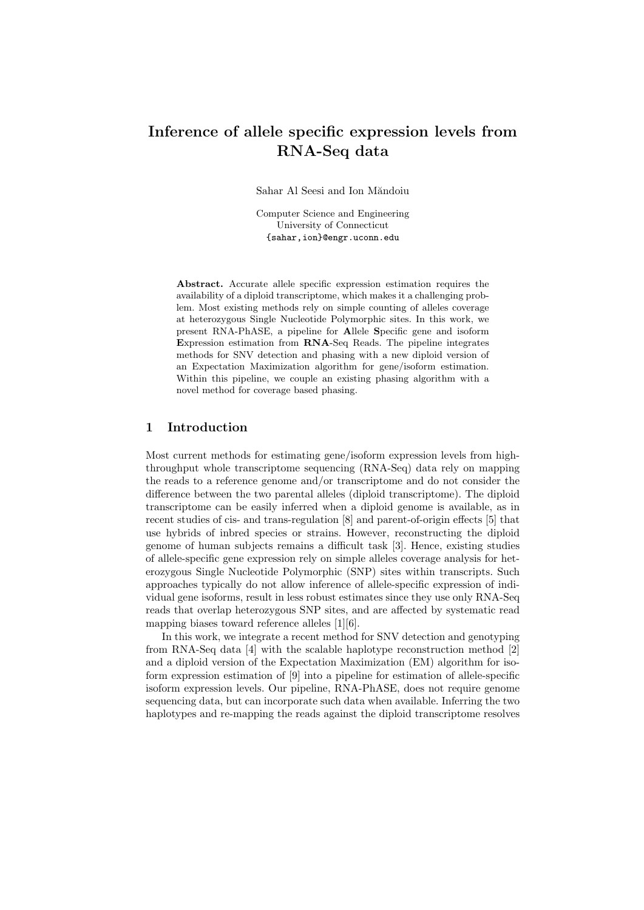# Inference of allele specific expression levels from RNA-Seq data

Sahar Al Seesi and Ion Măndoiu

Computer Science and Engineering
University of Connecticut
{sahar,ion}@engr.uconn.edu

**Abstract.** Accurate allele specific expression estimation requires the availability of a diploid transcriptome, which makes it a challenging problem. Most existing methods rely on simple counting of alleles coverage at heterozygous Single Nucleotide Polymorphic sites. In this work, we present RNA-PhASE, a pipeline for **A**llele **S**pecific gene and isoform **E**xpression estimation from **RNA**-Seq Reads. The pipeline integrates methods for SNV detection and phasing with a new diploid version of an Expectation Maximization algorithm for gene/isoform estimation. Within this pipeline, we couple an existing phasing algorithm with a novel method for coverage based phasing.

## 1 Introduction

Most current methods for estimating gene/isoform expression levels from high-throughput whole transcriptome sequencing (RNA-Seq) data rely on mapping the reads to a reference genome and/or transcriptome and do not consider the difference between the two parental alleles (diploid transcriptome). The diploid transcriptome can be easily inferred when a diploid genome is available, as in recent studies of cis- and trans-regulation [8] and parent-of-origin effects [5] that use hybrids of inbred species or strains. However, reconstructing the diploid genome of human subjects remains a difficult task [3]. Hence, existing studies of allele-specific gene expression rely on simple alleles coverage analysis for heterozygous Single Nucleotide Polymorphic (SNP) sites within transcripts. Such approaches typically do not allow inference of allele-specific expression of individual gene isoforms, result in less robust estimates since they use only RNA-Seq reads that overlap heterozygous SNP sites, and are affected by systematic read mapping biases toward reference alleles [1][6].

In this work, we integrate a recent method for SNV detection and genotyping from RNA-Seq data [4] with the scalable haplotype reconstruction method [2] and a diploid version of the Expectation Maximization (EM) algorithm for isoform expression estimation of [9] into a pipeline for estimation of allele-specific isoform expression levels. Our pipeline, RNA-PhASE, does not require genome sequencing data, but can incorporate such data when available. Inferring the two haplotypes and re-mapping the reads against the diploid transcriptome resolves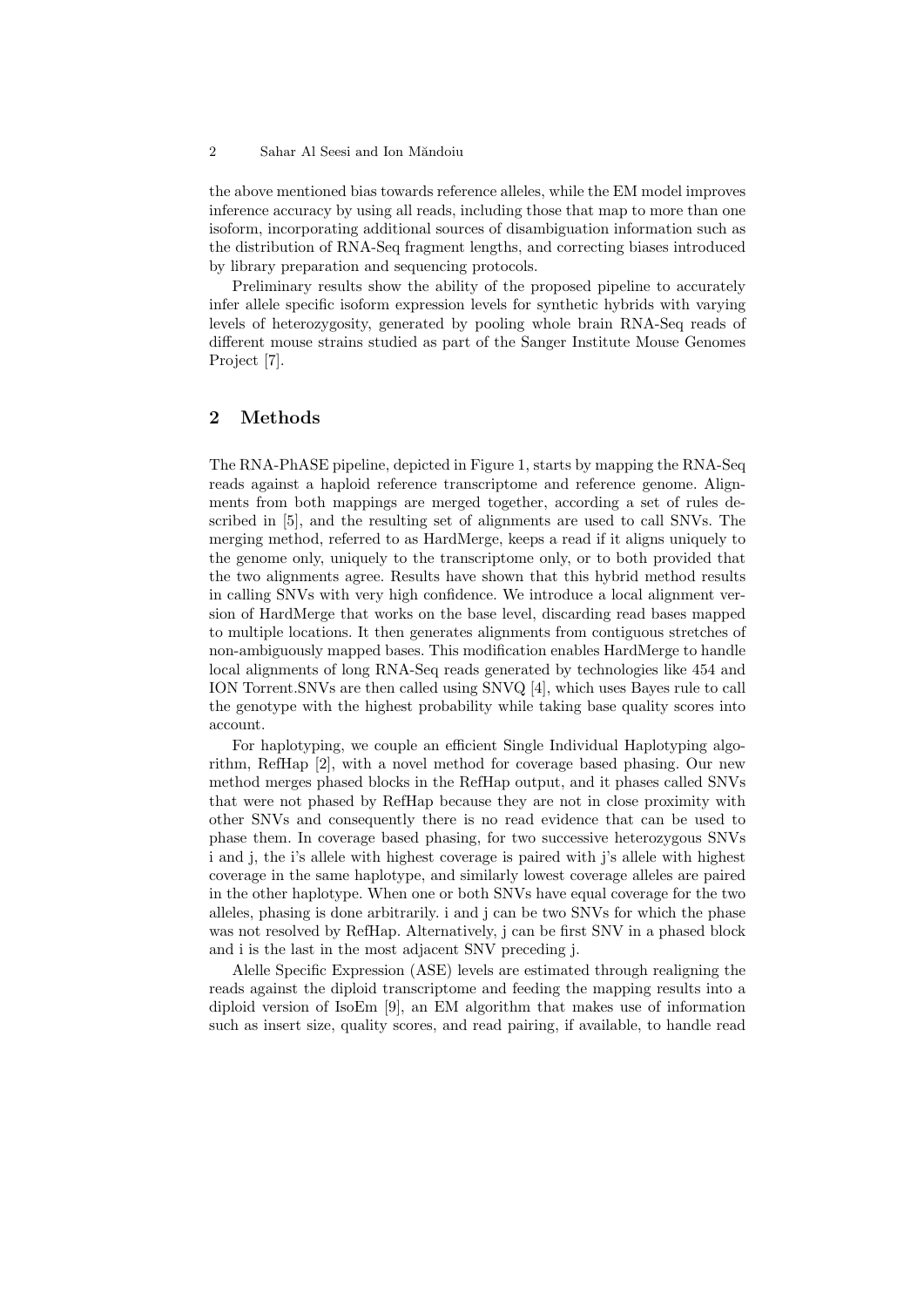the above mentioned bias towards reference alleles, while the EM model improves inference accuracy by using all reads, including those that map to more than one isoform, incorporating additional sources of disambiguation information such as the distribution of RNA-Seq fragment lengths, and correcting biases introduced by library preparation and sequencing protocols.

Preliminary results show the ability of the proposed pipeline to accurately infer allele specific isoform expression levels for synthetic hybrids with varying levels of heterozygosity, generated by pooling whole brain RNA-Seq reads of different mouse strains studied as part of the Sanger Institute Mouse Genomes Project [7].

## 2 Methods

The RNA-PhASE pipeline, depicted in Figure 1, starts by mapping the RNA-Seq reads against a haploid reference transcriptome and reference genome. Alignments from both mappings are merged together, according a set of rules described in [5], and the resulting set of alignments are used to call SNVs. The merging method, referred to as HardMerge, keeps a read if it aligns uniquely to the genome only, uniquely to the transcriptome only, or to both provided that the two alignments agree. Results have shown that this hybrid method results in calling SNVs with very high confidence. We introduce a local alignment version of HardMerge that works on the base level, discarding read bases mapped to multiple locations. It then generates alignments from contiguous stretches of non-ambiguously mapped bases. This modification enables HardMerge to handle local alignments of long RNA-Seq reads generated by technologies like 454 and ION Torrent.SNVs are then called using SNVQ [4], which uses Bayes rule to call the genotype with the highest probability while taking base quality scores into account.

For haplotyping, we couple an efficient Single Individual Haplotyping algorithm, RefHap [2], with a novel method for coverage based phasing. Our new method merges phased blocks in the RefHap output, and it phases called SNVs that were not phased by RefHap because they are not in close proximity with other SNVs and consequently there is no read evidence that can be used to phase them. In coverage based phasing, for two successive heterozygous SNVs i and j, the i's allele with highest coverage is paired with j's allele with highest coverage in the same haplotype, and similarly lowest coverage alleles are paired in the other haplotype. When one or both SNVs have equal coverage for the two alleles, phasing is done arbitrarily. i and j can be two SNVs for which the phase was not resolved by RefHap. Alternatively, j can be first SNV in a phased block and i is the last in the most adjacent SNV preceding j.

Alelle Specific Expression (ASE) levels are estimated through realigning the reads against the diploid transcriptome and feeding the mapping results into a diploid version of IsoEm [9], an EM algorithm that makes use of information such as insert size, quality scores, and read pairing, if available, to handle read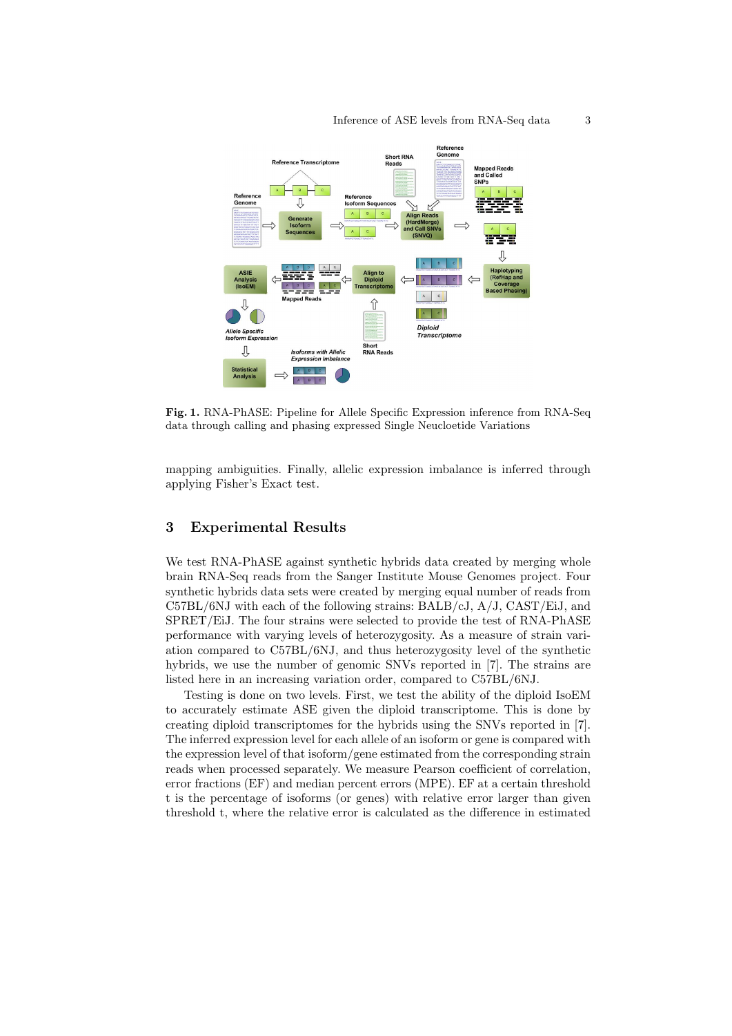**Fig. 1.** RNA-PhASE: Pipeline for Allele Specific Expression inference from RNA-Seq data through calling and phasing expressed Single Neucloetide Variations

mapping ambiguities. Finally, allelic expression imbalance is inferred through applying Fisher's Exact test.

## 3 Experimental Results

We test RNA-PhASE against synthetic hybrids data created by merging whole brain RNA-Seq reads from the Sanger Institute Mouse Genomes project. Four synthetic hybrids data sets were created by merging equal number of reads from C57BL/6NJ with each of the following strains: BALB/cJ, A/J, CAST/EiJ, and SPRET/EiJ. The four strains were selected to provide the test of RNA-PhASE performance with varying levels of heterozygosity. As a measure of strain variation compared to C57BL/6NJ, and thus heterozygosity level of the synthetic hybrids, we use the number of genomic SNVs reported in [7]. The strains are listed here in an increasing variation order, compared to C57BL/6NJ.

Testing is done on two levels. First, we test the ability of the diploid IsoEM to accurately estimate ASE given the diploid transcriptome. This is done by creating diploid transcriptomes for the hybrids using the SNVs reported in [7]. The inferred expression level for each allele of an isoform or gene is compared with the expression level of that isoform/gene estimated from the corresponding strain reads when processed separately. We measure Pearson coefficient of correlation, error fractions (EF) and median percent errors (MPE). EF at a certain threshold t is the percentage of isoforms (or genes) with relative error larger than given threshold t, where the relative error is calculated as the difference in estimated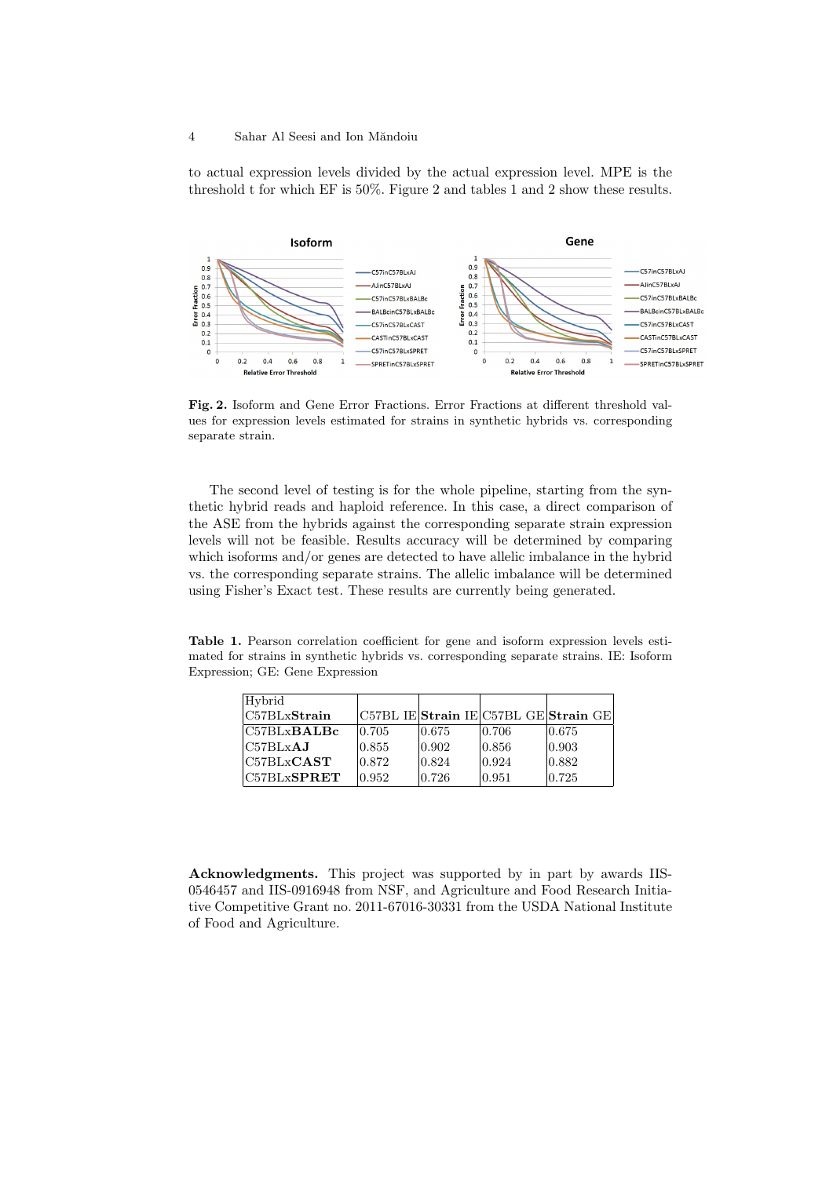to actual expression levels divided by the actual expression level. MPE is the threshold t for which EF is 50%. Figure 2 and tables 1 and 2 show these results.

**Fig. 2.** Isoform and Gene Error Fractions. Error Fractions at different threshold values for expression levels estimated for strains in synthetic hybrids vs. corresponding separate strain.

The second level of testing is for the whole pipeline, starting from the synthetic hybrid reads and haploid reference. In this case, a direct comparison of the ASE from the hybrids against the corresponding separate strain expression levels will not be feasible. Results accuracy will be determined by comparing which isoforms and/or genes are detected to have allelic imbalance in the hybrid vs. the corresponding separate strains. The allelic imbalance will be determined using Fisher's Exact test. These results are currently being generated.

**Table 1.** Pearson correlation coefficient for gene and isoform expression levels estimated for strains in synthetic hybrids vs. corresponding separate strains. IE: Isoform Expression; GE: Gene Expression

| Hybrid C57BLx**Strain** | C57BL IE | **Strain** IE | C57BL GE | **Strain** GE |
|---|---|---|---|---|
| C57BLx**BALBc** | 0.705 | 0.675 | 0.706 | 0.675 |
| C57BLx**AJ** | 0.855 | 0.902 | 0.856 | 0.903 |
| C57BLx**CAST** | 0.872 | 0.824 | 0.924 | 0.882 |
| C57BLx**SPRET** | 0.952 | 0.726 | 0.951 | 0.725 |

**Acknowledgments.** This project was supported by in part by awards IIS-0546457 and IIS-0916948 from NSF, and Agriculture and Food Research Initiative Competitive Grant no. 2011-67016-30331 from the USDA National Institute of Food and Agriculture.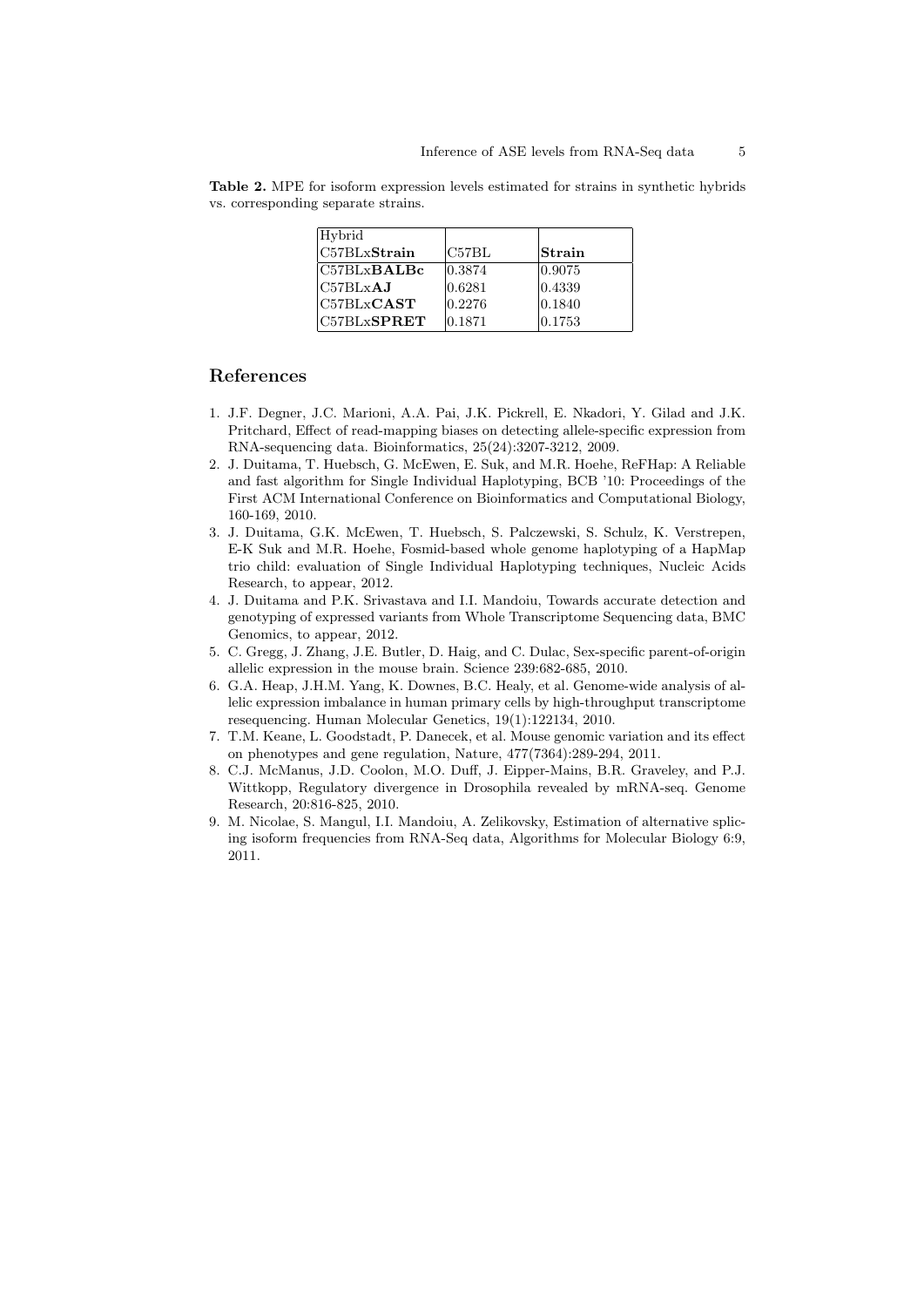**Table 2.** MPE for isoform expression levels estimated for strains in synthetic hybrids vs. corresponding separate strains.

| Hybrid<br>C57BLx**Strain** | C57BL | **Strain** |
|---|---|---|
| C57BLx**BALBc** | 0.3874 | 0.9075 |
| C57BLx**AJ** | 0.6281 | 0.4339 |
| C57BLx**CAST** | 0.2276 | 0.1840 |
| C57BLx**SPRET** | 0.1871 | 0.1753 |

## References

1. J.F. Degner, J.C. Marioni, A.A. Pai, J.K. Pickrell, E. Nkadori, Y. Gilad and J.K. Pritchard, Effect of read-mapping biases on detecting allele-specific expression from RNA-sequencing data. Bioinformatics, 25(24):3207-3212, 2009.
2. J. Duitama, T. Huebsch, G. McEwen, E. Suk, and M.R. Hoehe, ReFHap: A Reliable and fast algorithm for Single Individual Haplotyping, BCB '10: Proceedings of the First ACM International Conference on Bioinformatics and Computational Biology, 160-169, 2010.
3. J. Duitama, G.K. McEwen, T. Huebsch, S. Palczewski, S. Schulz, K. Verstrepen, E-K Suk and M.R. Hoehe, Fosmid-based whole genome haplotyping of a HapMap trio child: evaluation of Single Individual Haplotyping techniques, Nucleic Acids Research, to appear, 2012.
4. J. Duitama and P.K. Srivastava and I.I. Mandoiu, Towards accurate detection and genotyping of expressed variants from Whole Transcriptome Sequencing data, BMC Genomics, to appear, 2012.
5. C. Gregg, J. Zhang, J.E. Butler, D. Haig, and C. Dulac, Sex-specific parent-of-origin allelic expression in the mouse brain. Science 239:682-685, 2010.
6. G.A. Heap, J.H.M. Yang, K. Downes, B.C. Healy, et al. Genome-wide analysis of allelic expression imbalance in human primary cells by high-throughput transcriptome resequencing. Human Molecular Genetics, 19(1):122134, 2010.
7. T.M. Keane, L. Goodstadt, P. Danecek, et al. Mouse genomic variation and its effect on phenotypes and gene regulation, Nature, 477(7364):289-294, 2011.
8. C.J. McManus, J.D. Coolon, M.O. Duff, J. Eipper-Mains, B.R. Graveley, and P.J. Wittkopp, Regulatory divergence in Drosophila revealed by mRNA-seq. Genome Research, 20:816-825, 2010.
9. M. Nicolae, S. Mangul, I.I. Mandoiu, A. Zelikovsky, Estimation of alternative splicing isoform frequencies from RNA-Seq data, Algorithms for Molecular Biology 6:9, 2011.